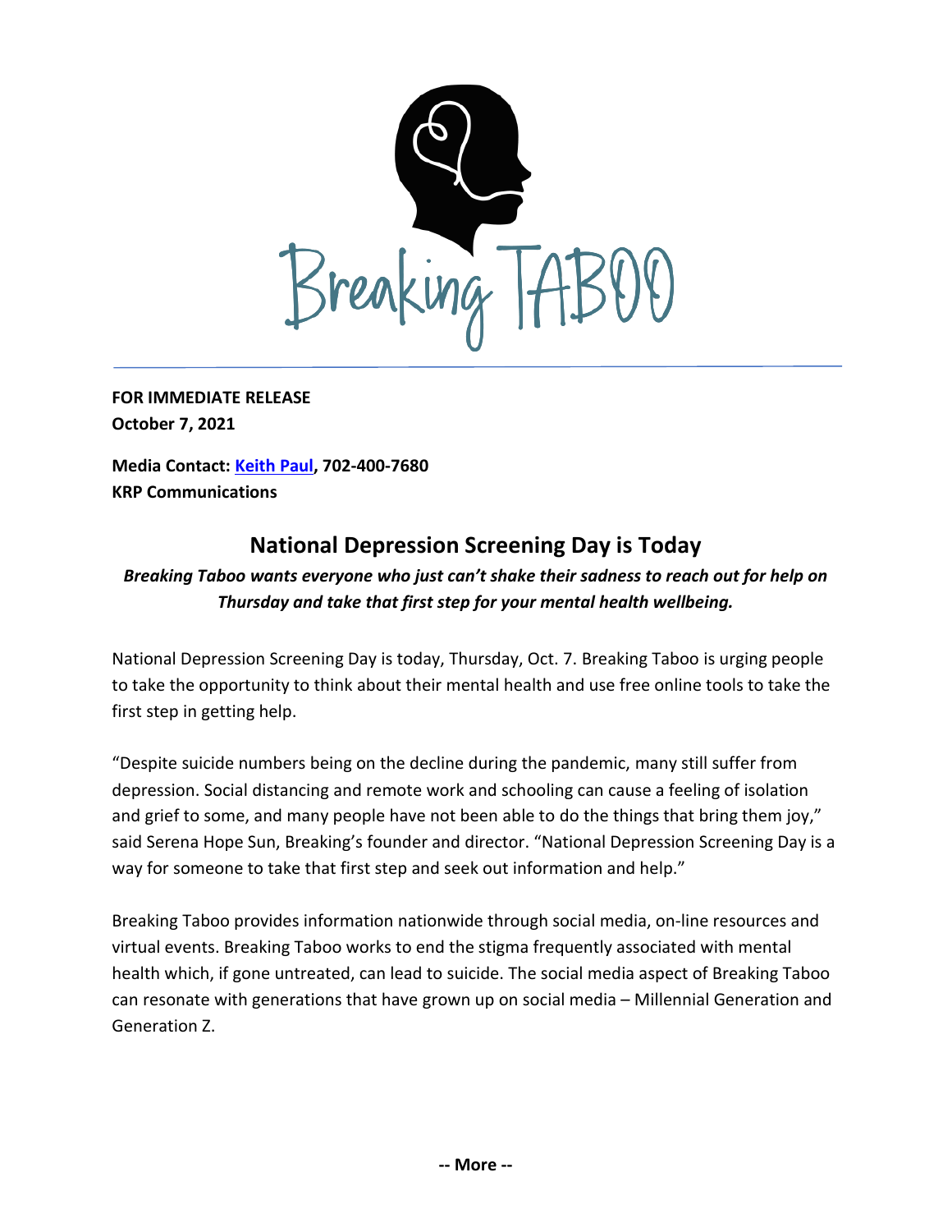Breaking TABOO

**FOR IMMEDIATE RELEASE**
**October 7, 2021**

**Media Contact: Keith Paul, 702-400-7680**
**KRP Communications**

## National Depression Screening Day is Today

***Breaking Taboo wants everyone who just can't shake their sadness to reach out for help on Thursday and take that first step for your mental health wellbeing.***

National Depression Screening Day is today, Thursday, Oct. 7. Breaking Taboo is urging people to take the opportunity to think about their mental health and use free online tools to take the first step in getting help.

"Despite suicide numbers being on the decline during the pandemic, many still suffer from depression. Social distancing and remote work and schooling can cause a feeling of isolation and grief to some, and many people have not been able to do the things that bring them joy," said Serena Hope Sun, Breaking's founder and director. "National Depression Screening Day is a way for someone to take that first step and seek out information and help."

Breaking Taboo provides information nationwide through social media, on-line resources and virtual events. Breaking Taboo works to end the stigma frequently associated with mental health which, if gone untreated, can lead to suicide. The social media aspect of Breaking Taboo can resonate with generations that have grown up on social media – Millennial Generation and Generation Z.

**-- More --**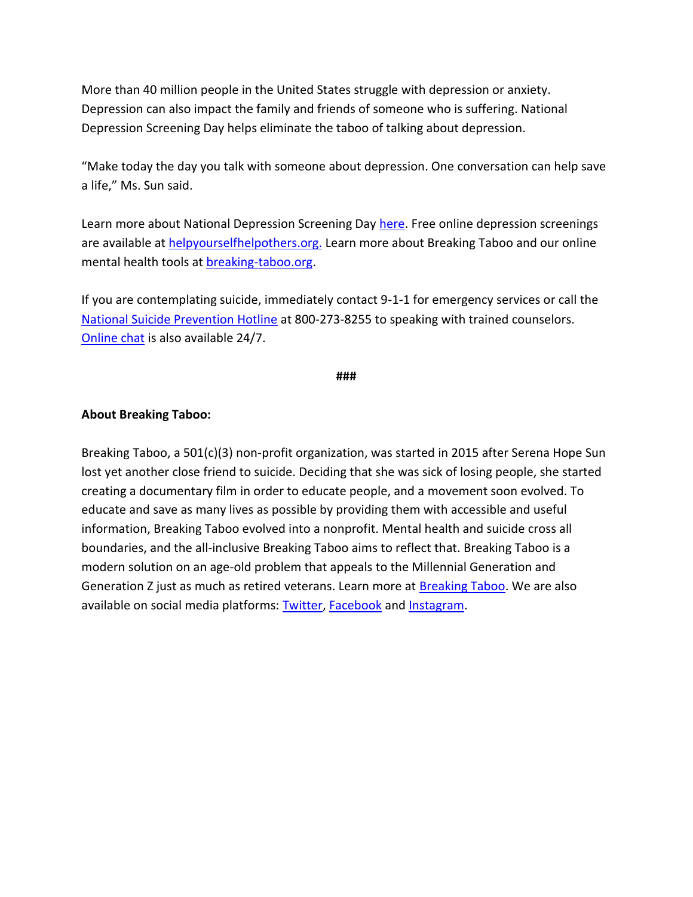More than 40 million people in the United States struggle with depression or anxiety. Depression can also impact the family and friends of someone who is suffering. National Depression Screening Day helps eliminate the taboo of talking about depression.

"Make today the day you talk with someone about depression. One conversation can help save a life," Ms. Sun said.

Learn more about National Depression Screening Day here. Free online depression screenings are available at helpyourselfhelpothers.org. Learn more about Breaking Taboo and our online mental health tools at breaking-taboo.org.

If you are contemplating suicide, immediately contact 9-1-1 for emergency services or call the National Suicide Prevention Hotline at 800-273-8255 to speaking with trained counselors. Online chat is also available 24/7.

###

**About Breaking Taboo:**

Breaking Taboo, a 501(c)(3) non-profit organization, was started in 2015 after Serena Hope Sun lost yet another close friend to suicide. Deciding that she was sick of losing people, she started creating a documentary film in order to educate people, and a movement soon evolved. To educate and save as many lives as possible by providing them with accessible and useful information, Breaking Taboo evolved into a nonprofit. Mental health and suicide cross all boundaries, and the all-inclusive Breaking Taboo aims to reflect that. Breaking Taboo is a modern solution on an age-old problem that appeals to the Millennial Generation and Generation Z just as much as retired veterans. Learn more at Breaking Taboo. We are also available on social media platforms: Twitter, Facebook and Instagram.